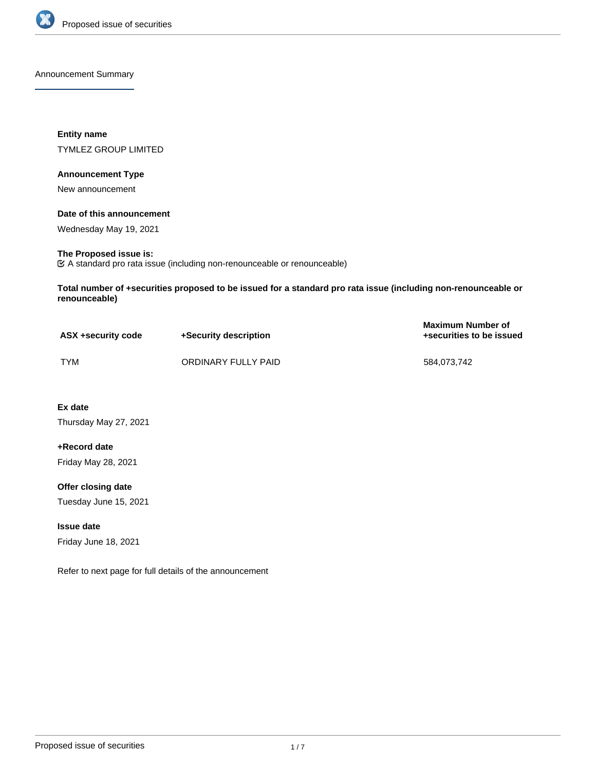## Announcement Summary

**Entity name**

TYMLEZ GROUP LIMITED

**Announcement Type**

New announcement

**Date of this announcement**

Wednesday May 19, 2021

**The Proposed issue is:**

☑ A standard pro rata issue (including non-renounceable or renounceable)

**Total number of +securities proposed to be issued for a standard pro rata issue (including non-renounceable or renounceable)**

| ASX +security code | +Security description | Maximum Number of +securities to be issued |
|---|---|---|
| TYM | ORDINARY FULLY PAID | 584,073,742 |

**Ex date**

Thursday May 27, 2021

**+Record date**

Friday May 28, 2021

**Offer closing date**

Tuesday June 15, 2021

**Issue date**

Friday June 18, 2021

Refer to next page for full details of the announcement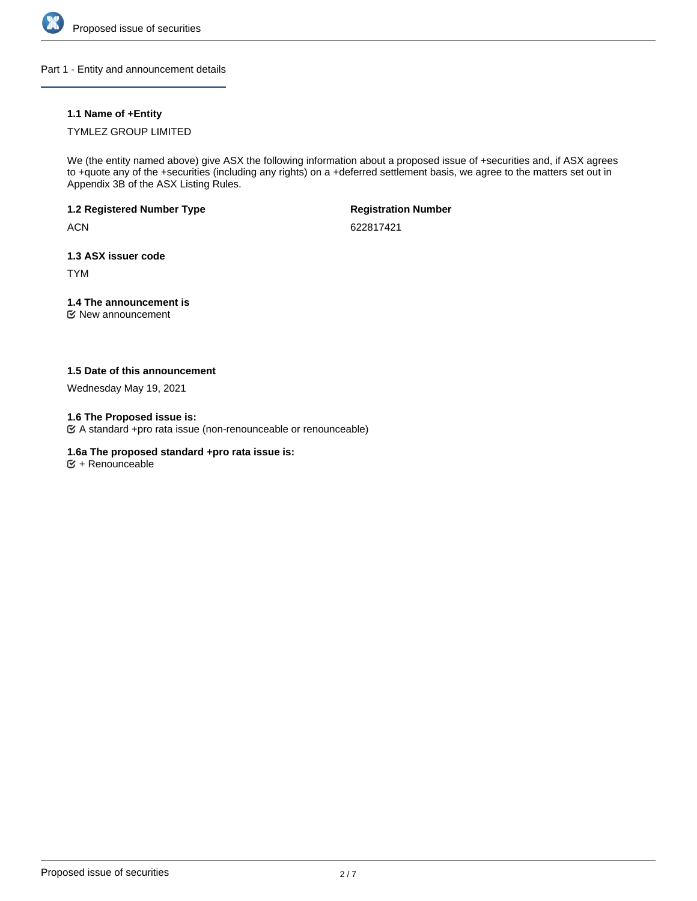## Part 1 - Entity and announcement details

### 1.1 Name of +Entity

TYMLEZ GROUP LIMITED

We (the entity named above) give ASX the following information about a proposed issue of +securities and, if ASX agrees to +quote any of the +securities (including any rights) on a +deferred settlement basis, we agree to the matters set out in Appendix 3B of the ASX Listing Rules.

**1.2 Registered Number Type**

ACN

**Registration Number**

622817421

**1.3 ASX issuer code**

TYM

**1.4 The announcement is**

☑ New announcement

**1.5 Date of this announcement**

Wednesday May 19, 2021

**1.6 The Proposed issue is:**

☑ A standard +pro rata issue (non-renounceable or renounceable)

**1.6a The proposed standard +pro rata issue is:**

☑ + Renounceable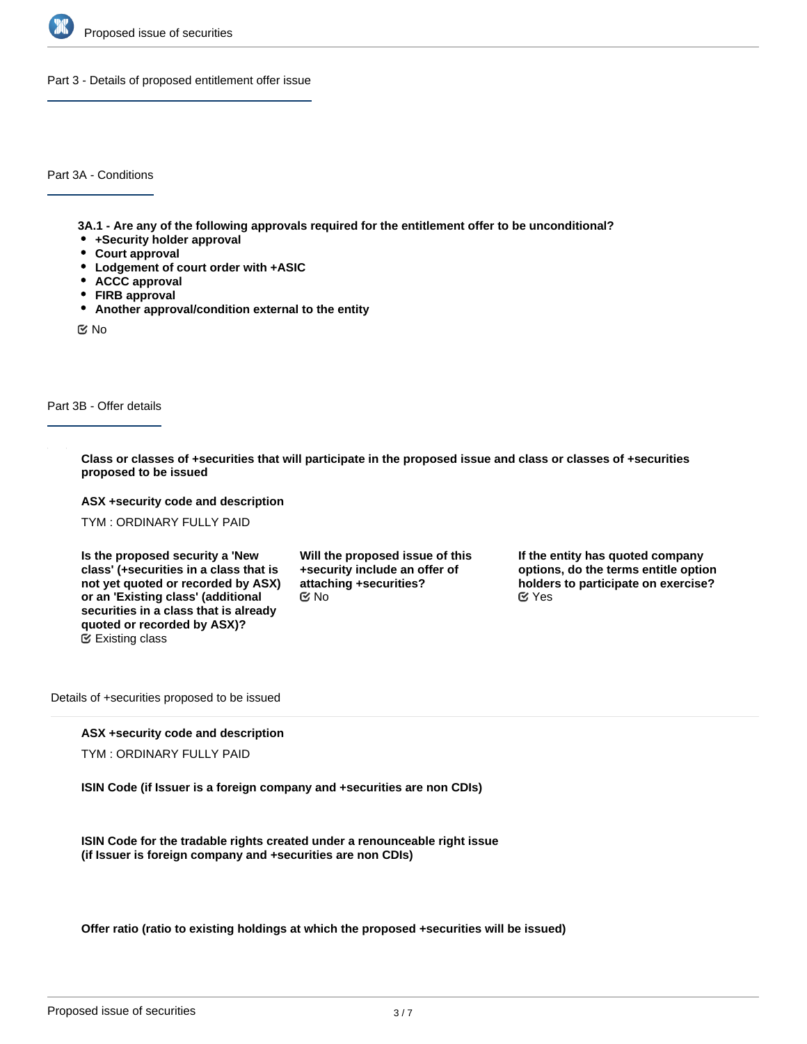## Part 3 - Details of proposed entitlement offer issue

### Part 3A - Conditions

**3A.1 - Are any of the following approvals required for the entitlement offer to be unconditional?**

- **+Security holder approval**
- **Court approval**
- **Lodgement of court order with +ASIC**
- **ACCC approval**
- **FIRB approval**
- **Another approval/condition external to the entity**

☑ No

### Part 3B - Offer details

**Class or classes of +securities that will participate in the proposed issue and class or classes of +securities proposed to be issued**

**ASX +security code and description**

TYM : ORDINARY FULLY PAID

**Is the proposed security a 'New class' (+securities in a class that is not yet quoted or recorded by ASX) or an 'Existing class' (additional securities in a class that is already quoted or recorded by ASX)?**
☑ Existing class

**Will the proposed issue of this +security include an offer of attaching +securities?**
☑ No

**If the entity has quoted company options, do the terms entitle option holders to participate on exercise?**
☑ Yes

#### Details of +securities proposed to be issued

**ASX +security code and description**

TYM : ORDINARY FULLY PAID

**ISIN Code (if Issuer is a foreign company and +securities are non CDIs)**

**ISIN Code for the tradable rights created under a renounceable right issue (if Issuer is foreign company and +securities are non CDIs)**

**Offer ratio (ratio to existing holdings at which the proposed +securities will be issued)**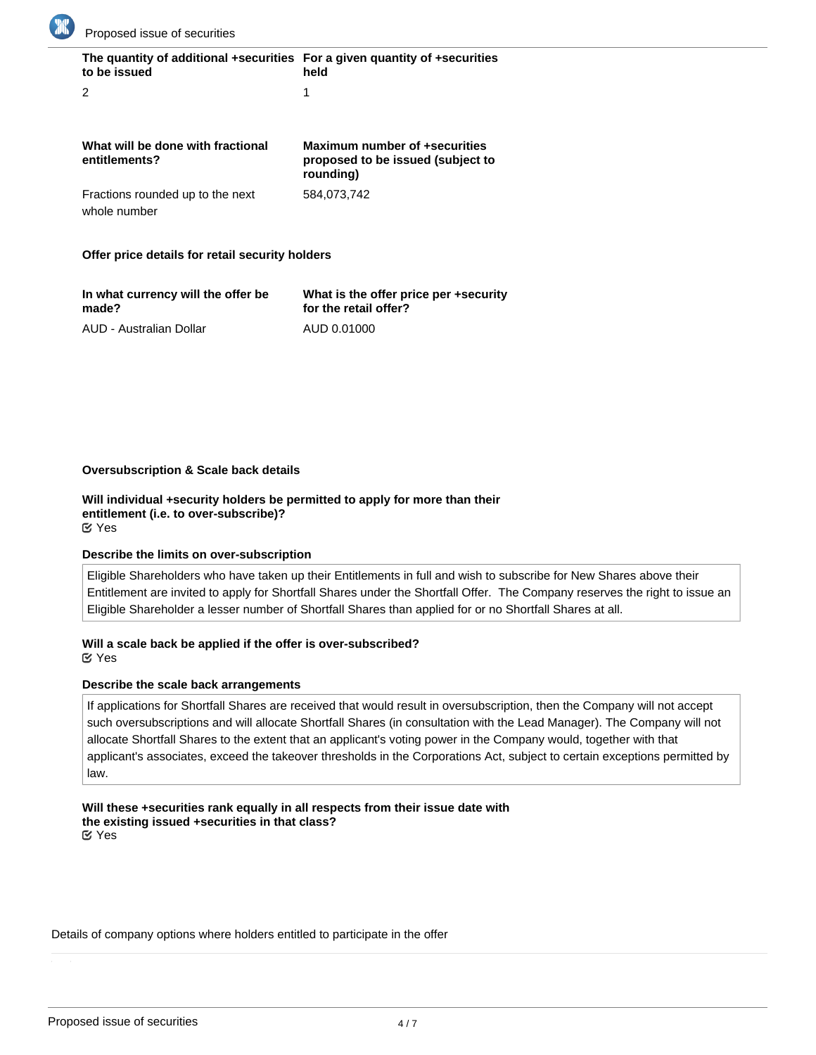| The quantity of additional +securities to be issued | For a given quantity of +securities held |
| --- | --- |
| 2 | 1 |

| What will be done with fractional entitlements? | Maximum number of +securities proposed to be issued (subject to rounding) |
| --- | --- |
| Fractions rounded up to the next whole number | 584,073,742 |

**Offer price details for retail security holders**

| In what currency will the offer be made? | What is the offer price per +security for the retail offer? |
| --- | --- |
| AUD - Australian Dollar | AUD 0.01000 |

**Oversubscription & Scale back details**

**Will individual +security holders be permitted to apply for more than their entitlement (i.e. to over-subscribe)?**
☑ Yes

**Describe the limits on over-subscription**

Eligible Shareholders who have taken up their Entitlements in full and wish to subscribe for New Shares above their Entitlement are invited to apply for Shortfall Shares under the Shortfall Offer. The Company reserves the right to issue an Eligible Shareholder a lesser number of Shortfall Shares than applied for or no Shortfall Shares at all.

**Will a scale back be applied if the offer is over-subscribed?**
☑ Yes

**Describe the scale back arrangements**

If applications for Shortfall Shares are received that would result in oversubscription, then the Company will not accept such oversubscriptions and will allocate Shortfall Shares (in consultation with the Lead Manager). The Company will not allocate Shortfall Shares to the extent that an applicant's voting power in the Company would, together with that applicant's associates, exceed the takeover thresholds in the Corporations Act, subject to certain exceptions permitted by law.

**Will these +securities rank equally in all respects from their issue date with the existing issued +securities in that class?**
☑ Yes

Details of company options where holders entitled to participate in the offer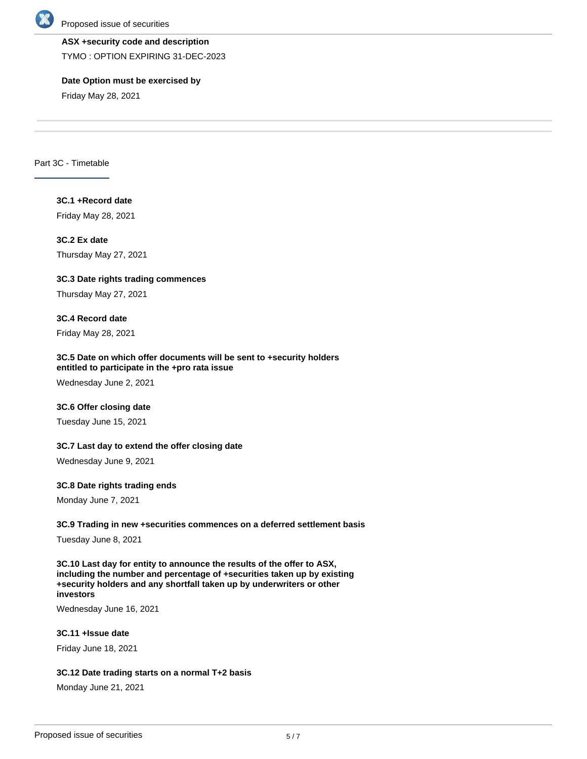**ASX +security code and description**

TYMO : OPTION EXPIRING 31-DEC-2023

**Date Option must be exercised by**

Friday May 28, 2021

## Part 3C - Timetable

**3C.1 +Record date**

Friday May 28, 2021

**3C.2 Ex date**

Thursday May 27, 2021

**3C.3 Date rights trading commences**

Thursday May 27, 2021

**3C.4 Record date**

Friday May 28, 2021

**3C.5 Date on which offer documents will be sent to +security holders entitled to participate in the +pro rata issue**

Wednesday June 2, 2021

**3C.6 Offer closing date**

Tuesday June 15, 2021

**3C.7 Last day to extend the offer closing date**

Wednesday June 9, 2021

**3C.8 Date rights trading ends**

Monday June 7, 2021

**3C.9 Trading in new +securities commences on a deferred settlement basis**

Tuesday June 8, 2021

**3C.10 Last day for entity to announce the results of the offer to ASX, including the number and percentage of +securities taken up by existing +security holders and any shortfall taken up by underwriters or other investors**

Wednesday June 16, 2021

**3C.11 +Issue date**

Friday June 18, 2021

**3C.12 Date trading starts on a normal T+2 basis**

Monday June 21, 2021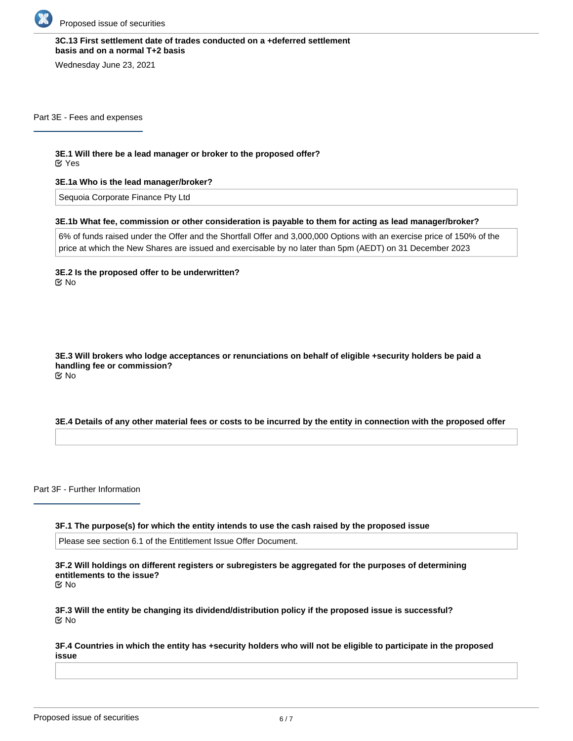**3C.13 First settlement date of trades conducted on a +deferred settlement basis and on a normal T+2 basis**

Wednesday June 23, 2021

## Part 3E - Fees and expenses

**3E.1 Will there be a lead manager or broker to the proposed offer?**

☑ Yes

**3E.1a Who is the lead manager/broker?**

Sequoia Corporate Finance Pty Ltd

**3E.1b What fee, commission or other consideration is payable to them for acting as lead manager/broker?**

6% of funds raised under the Offer and the Shortfall Offer and 3,000,000 Options with an exercise price of 150% of the price at which the New Shares are issued and exercisable by no later than 5pm (AEDT) on 31 December 2023

**3E.2 Is the proposed offer to be underwritten?**

☑ No

**3E.3 Will brokers who lodge acceptances or renunciations on behalf of eligible +security holders be paid a handling fee or commission?**

☑ No

**3E.4 Details of any other material fees or costs to be incurred by the entity in connection with the proposed offer**

## Part 3F - Further Information

**3F.1 The purpose(s) for which the entity intends to use the cash raised by the proposed issue**

Please see section 6.1 of the Entitlement Issue Offer Document.

**3F.2 Will holdings on different registers or subregisters be aggregated for the purposes of determining entitlements to the issue?**

☑ No

**3F.3 Will the entity be changing its dividend/distribution policy if the proposed issue is successful?**

☑ No

**3F.4 Countries in which the entity has +security holders who will not be eligible to participate in the proposed issue**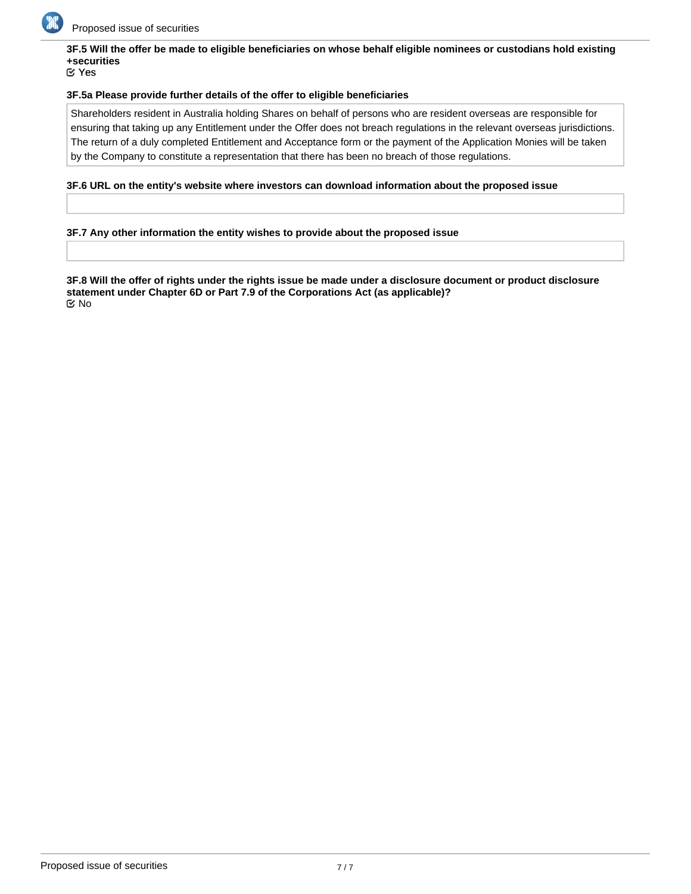**3F.5 Will the offer be made to eligible beneficiaries on whose behalf eligible nominees or custodians hold existing +securities**

☑ Yes

**3F.5a Please provide further details of the offer to eligible beneficiaries**

Shareholders resident in Australia holding Shares on behalf of persons who are resident overseas are responsible for ensuring that taking up any Entitlement under the Offer does not breach regulations in the relevant overseas jurisdictions. The return of a duly completed Entitlement and Acceptance form or the payment of the Application Monies will be taken by the Company to constitute a representation that there has been no breach of those regulations.

**3F.6 URL on the entity's website where investors can download information about the proposed issue**

**3F.7 Any other information the entity wishes to provide about the proposed issue**

**3F.8 Will the offer of rights under the rights issue be made under a disclosure document or product disclosure statement under Chapter 6D or Part 7.9 of the Corporations Act (as applicable)?**

☑ No